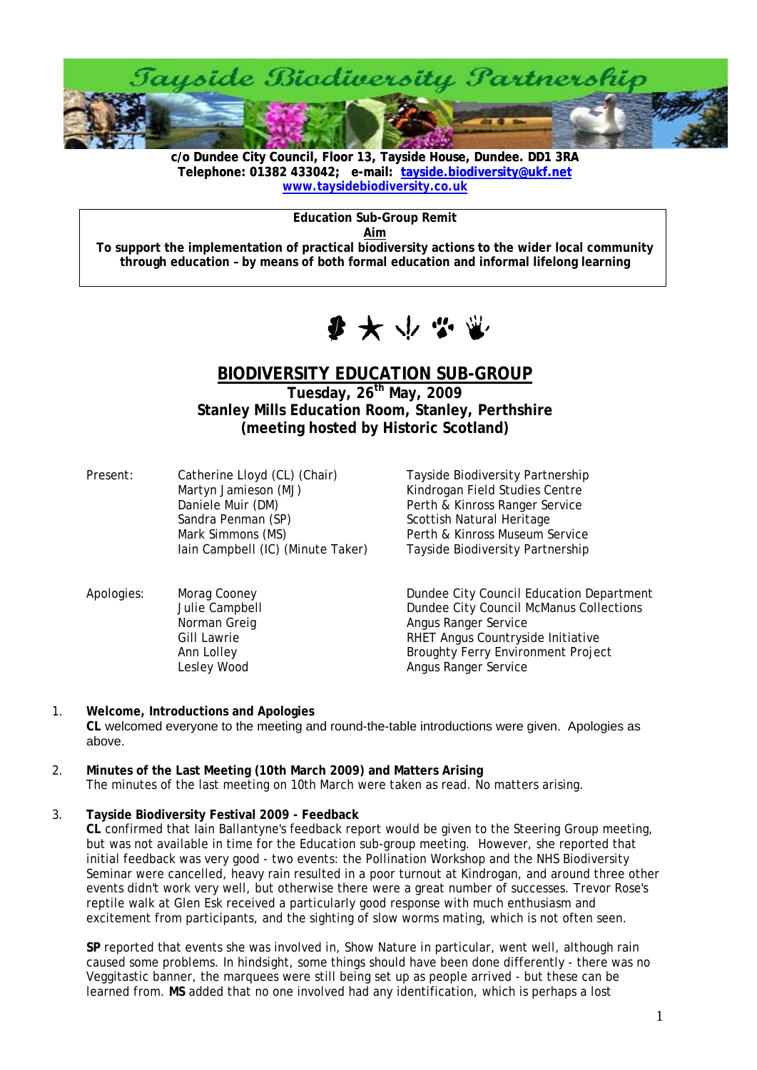# Tayside Biodiversity Partnership

**c/o Dundee City Council, Floor 13, Tayside House, Dundee. DD1 3RA**
**Telephone: 01382 433042; e-mail: tayside.biodiversity@ukf.net**
**www.taysidebiodiversity.co.uk**

---

**Education Sub-Group Remit**

**Aim**

**To support the implementation of practical biodiversity actions to the wider local community through education – by means of both formal education and informal lifelong learning**

---

## BIODIVERSITY EDUCATION SUB-GROUP

### Tuesday, 26th May, 2009
### Stanley Mills Education Room, Stanley, Perthshire
### (meeting hosted by Historic Scotland)

| | | |
|---|---|---|
| Present: | Catherine Lloyd (CL) (Chair) | Tayside Biodiversity Partnership |
| | Martyn Jamieson (MJ) | Kindrogan Field Studies Centre |
| | Daniele Muir (DM) | Perth & Kinross Ranger Service |
| | Sandra Penman (SP) | Scottish Natural Heritage |
| | Mark Simmons (MS) | Perth & Kinross Museum Service |
| | Iain Campbell (IC) (Minute Taker) | Tayside Biodiversity Partnership |

| | | |
|---|---|---|
| Apologies: | Morag Cooney | Dundee City Council Education Department |
| | Julie Campbell | Dundee City Council McManus Collections |
| | Norman Greig | Angus Ranger Service |
| | Gill Lawrie | RHET Angus Countryside Initiative |
| | Ann Lolley | Broughty Ferry Environment Project |
| | Lesley Wood | Angus Ranger Service |

1. **Welcome, Introductions and Apologies**
   **CL** welcomed everyone to the meeting and round-the-table introductions were given. Apologies as above.

2. **Minutes of the Last Meeting (10th March 2009) and Matters Arising**
   The minutes of the last meeting on 10th March were taken as read. No matters arising.

3. **Tayside Biodiversity Festival 2009 - Feedback**
   **CL** confirmed that Iain Ballantyne's feedback report would be given to the Steering Group meeting, but was not available in time for the Education sub-group meeting. However, she reported that initial feedback was very good - two events: the Pollination Workshop and the NHS Biodiversity Seminar were cancelled, heavy rain resulted in a poor turnout at Kindrogan, and around three other events didn't work very well, but otherwise there were a great number of successes. Trevor Rose's reptile walk at Glen Esk received a particularly good response with much enthusiasm and excitement from participants, and the sighting of slow worms mating, which is not often seen.

   **SP** reported that events she was involved in, Show Nature in particular, went well, although rain caused some problems. In hindsight, some things should have been done differently - there was no Veggitastic banner, the marquees were still being set up as people arrived - but these can be learned from. **MS** added that no one involved had any identification, which is perhaps a lost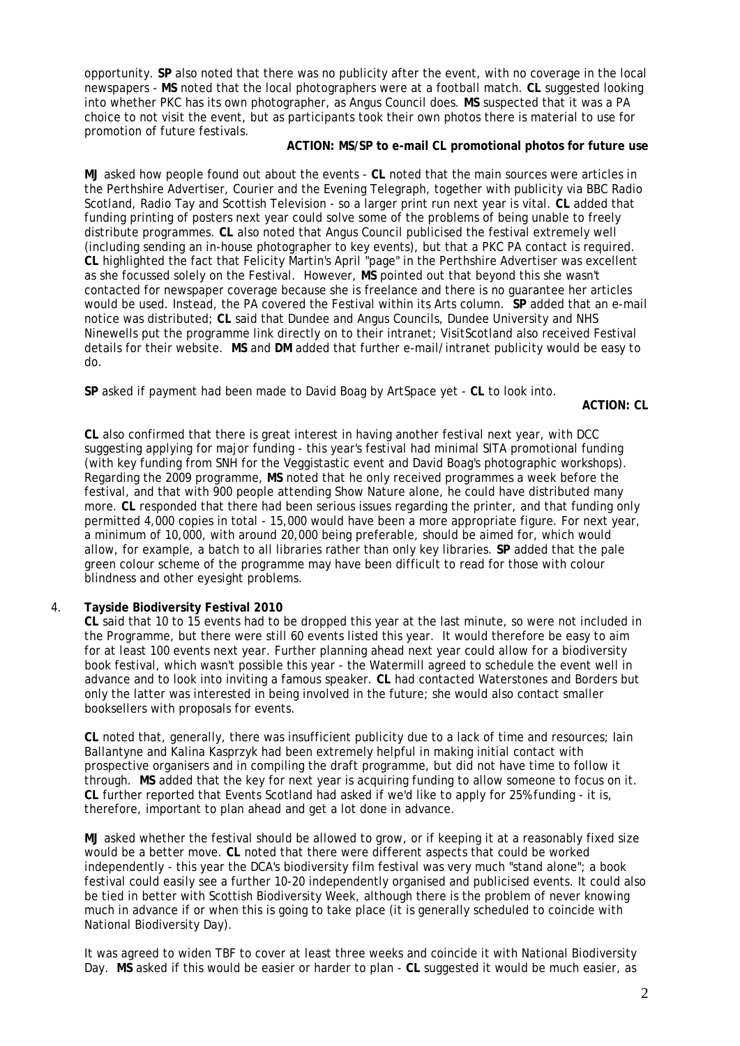opportunity. **SP** also noted that there was no publicity after the event, with no coverage in the local newspapers - **MS** noted that the local photographers were at a football match. **CL** suggested looking into whether PKC has its own photographer, as Angus Council does. **MS** suspected that it was a PA choice to not visit the event, but as participants took their own photos there is material to use for promotion of future festivals.

**ACTION: MS/SP to e-mail CL promotional photos for future use**

**MJ** asked how people found out about the events - **CL** noted that the main sources were articles in the Perthshire Advertiser, Courier and the Evening Telegraph, together with publicity via BBC Radio Scotland, Radio Tay and Scottish Television - so a larger print run next year is vital. **CL** added that funding printing of posters next year could solve some of the problems of being unable to freely distribute programmes. **CL** also noted that Angus Council publicised the festival extremely well (including sending an in-house photographer to key events), but that a PKC PA contact is required. **CL** highlighted the fact that Felicity Martin's April "page" in the Perthshire Advertiser was excellent as she focussed solely on the Festival. However, **MS** pointed out that beyond this she wasn't contacted for newspaper coverage because she is freelance and there is no guarantee her articles would be used. Instead, the PA covered the Festival within its Arts column. **SP** added that an e-mail notice was distributed; **CL** said that Dundee and Angus Councils, Dundee University and NHS Ninewells put the programme link directly on to their intranet; VisitScotland also received Festival details for their website. **MS** and **DM** added that further e-mail/intranet publicity would be easy to do.

**SP** asked if payment had been made to David Boag by ArtSpace yet - **CL** to look into.

**ACTION: CL**

**CL** also confirmed that there is great interest in having another festival next year, with DCC suggesting applying for major funding - this year's festival had minimal SITA promotional funding (with key funding from SNH for the Veggistastic event and David Boag's photographic workshops). Regarding the 2009 programme, **MS** noted that he only received programmes a week before the festival, and that with 900 people attending Show Nature alone, he could have distributed many more. **CL** responded that there had been serious issues regarding the printer, and that funding only permitted 4,000 copies in total - 15,000 would have been a more appropriate figure. For next year, a minimum of 10,000, with around 20,000 being preferable, should be aimed for, which would allow, for example, a batch to all libraries rather than only key libraries. **SP** added that the pale green colour scheme of the programme may have been difficult to read for those with colour blindness and other eyesight problems.

4. **Tayside Biodiversity Festival 2010**

**CL** said that 10 to 15 events had to be dropped this year at the last minute, so were not included in the Programme, but there were still 60 events listed this year. It would therefore be easy to aim for at least 100 events next year. Further planning ahead next year could allow for a biodiversity book festival, which wasn't possible this year - the Watermill agreed to schedule the event well in advance and to look into inviting a famous speaker. **CL** had contacted Waterstones and Borders but only the latter was interested in being involved in the future; she would also contact smaller booksellers with proposals for events.

**CL** noted that, generally, there was insufficient publicity due to a lack of time and resources; Iain Ballantyne and Kalina Kasprzyk had been extremely helpful in making initial contact with prospective organisers and in compiling the draft programme, but did not have time to follow it through. **MS** added that the key for next year is acquiring funding to allow someone to focus on it. **CL** further reported that Events Scotland had asked if we'd like to apply for 25% funding - it is, therefore, important to plan ahead and get a lot done in advance.

**MJ** asked whether the festival should be allowed to grow, or if keeping it at a reasonably fixed size would be a better move. **CL** noted that there were different aspects that could be worked independently - this year the DCA's biodiversity film festival was very much "stand alone"; a book festival could easily see a further 10-20 independently organised and publicised events. It could also be tied in better with Scottish Biodiversity Week, although there is the problem of never knowing much in advance if or when this is going to take place (it is generally scheduled to coincide with National Biodiversity Day).

It was agreed to widen TBF to cover at least three weeks and coincide it with National Biodiversity Day. **MS** asked if this would be easier or harder to plan - **CL** suggested it would be much easier, as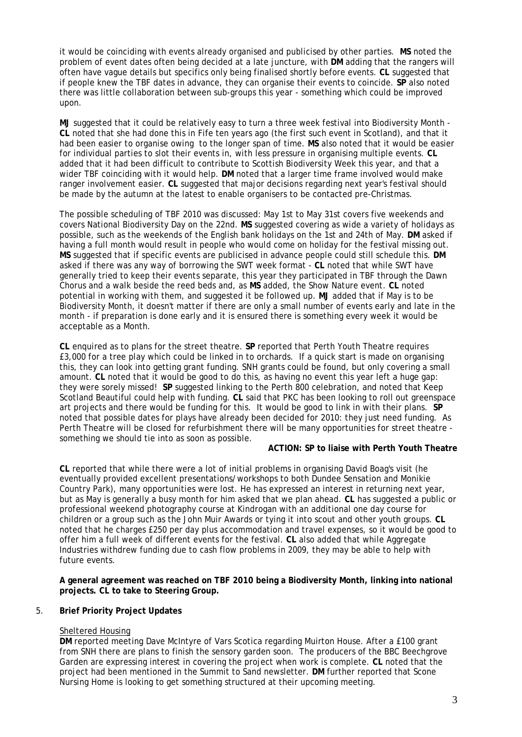it would be coinciding with events already organised and publicised by other parties. **MS** noted the problem of event dates often being decided at a late juncture, with **DM** adding that the rangers will often have vague details but specifics only being finalised shortly before events. **CL** suggested that if people knew the TBF dates in advance, they can organise their events to coincide. **SP** also noted there was little collaboration between sub-groups this year - something which could be improved upon.

**MJ** suggested that it could be relatively easy to turn a three week festival into Biodiversity Month - **CL** noted that she had done this in Fife ten years ago (the first such event in Scotland), and that it had been easier to organise owing to the longer span of time. **MS** also noted that it would be easier for individual parties to slot their events in, with less pressure in organising multiple events. **CL** added that it had been difficult to contribute to Scottish Biodiversity Week this year, and that a wider TBF coinciding with it would help. **DM** noted that a larger time frame involved would make ranger involvement easier. **CL** suggested that major decisions regarding next year's festival should be made by the autumn at the latest to enable organisers to be contacted pre-Christmas.

The possible scheduling of TBF 2010 was discussed: May 1st to May 31st covers five weekends and covers National Biodiversity Day on the 22nd. **MS** suggested covering as wide a variety of holidays as possible, such as the weekends of the English bank holidays on the 1st and 24th of May. **DM** asked if having a full month would result in people who would come on holiday for the festival missing out. **MS** suggested that if specific events are publicised in advance people could still schedule this. **DM** asked if there was any way of borrowing the SWT week format - **CL** noted that while SWT have generally tried to keep their events separate, this year they participated in TBF through the Dawn Chorus and a walk beside the reed beds and, as **MS** added, the Show Nature event. **CL** noted potential in working with them, and suggested it be followed up. **MJ** added that if May is to be Biodiversity Month, it doesn't matter if there are only a small number of events early and late in the month - if preparation is done early and it is ensured there is something every week it would be acceptable as a Month.

**CL** enquired as to plans for the street theatre. **SP** reported that Perth Youth Theatre requires £3,000 for a tree play which could be linked in to orchards. If a quick start is made on organising this, they can look into getting grant funding. SNH grants could be found, but only covering a small amount. **CL** noted that it would be good to do this, as having no event this year left a huge gap: they were sorely missed! **SP** suggested linking to the Perth 800 celebration, and noted that Keep Scotland Beautiful could help with funding. **CL** said that PKC has been looking to roll out greenspace art projects and there would be funding for this. It would be good to link in with their plans. **SP** noted that possible dates for plays have already been decided for 2010: they just need funding. As Perth Theatre will be closed for refurbishment there will be many opportunities for street theatre - something we should tie into as soon as possible.

**ACTION: SP to liaise with Perth Youth Theatre**

**CL** reported that while there were a lot of initial problems in organising David Boag's visit (he eventually provided excellent presentations/workshops to both Dundee Sensation and Monikie Country Park), many opportunities were lost. He has expressed an interest in returning next year, but as May is generally a busy month for him asked that we plan ahead. **CL** has suggested a public or professional weekend photography course at Kindrogan with an additional one day course for children or a group such as the John Muir Awards or tying it into scout and other youth groups. **CL** noted that he charges £250 per day plus accommodation and travel expenses, so it would be good to offer him a full week of different events for the festival. **CL** also added that while Aggregate Industries withdrew funding due to cash flow problems in 2009, they may be able to help with future events.

**A general agreement was reached on TBF 2010 being a Biodiversity Month, linking into national projects. CL to take to Steering Group.**

5. **Brief Priority Project Updates**

Sheltered Housing

**DM** reported meeting Dave McIntyre of Vars Scotica regarding Muirton House. After a £100 grant from SNH there are plans to finish the sensory garden soon. The producers of the BBC Beechgrove Garden are expressing interest in covering the project when work is complete. **CL** noted that the project had been mentioned in the Summit to Sand newsletter. **DM** further reported that Scone Nursing Home is looking to get something structured at their upcoming meeting.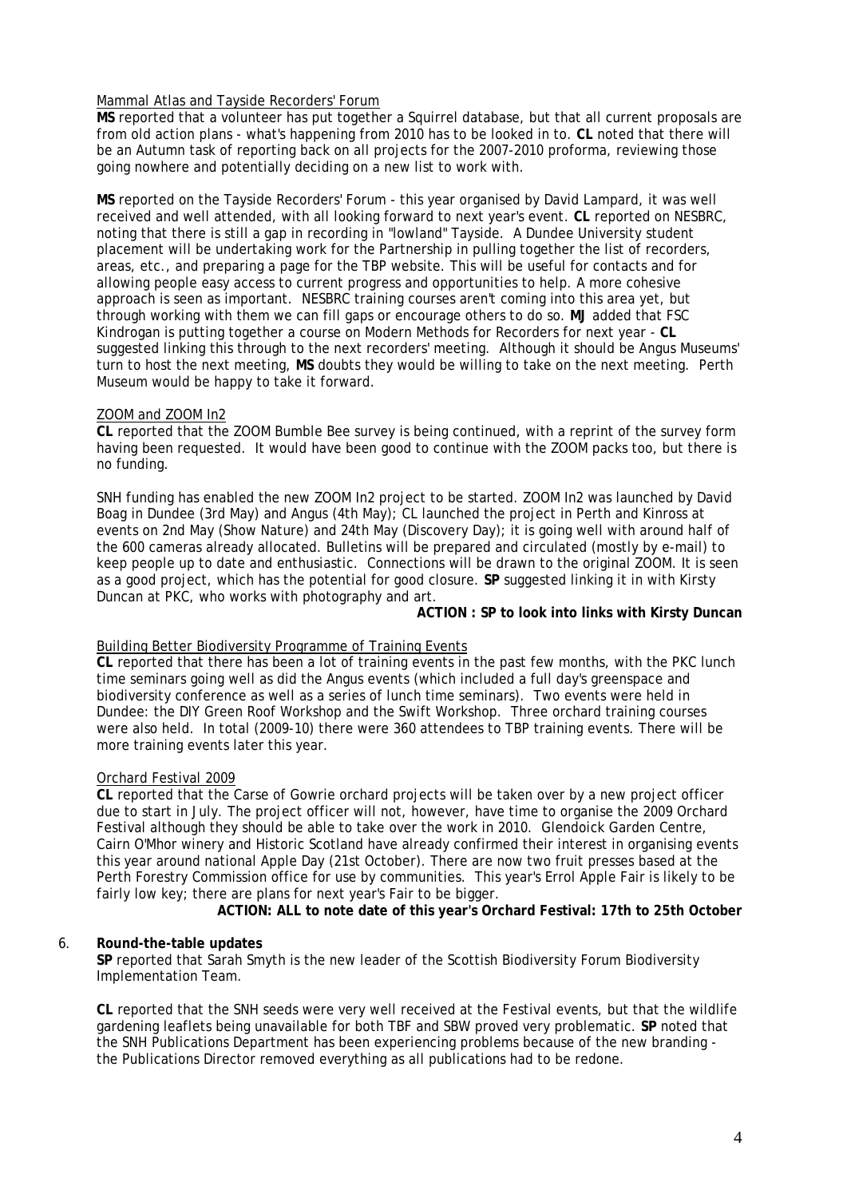Mammal Atlas and Tayside Recorders' Forum

**MS** reported that a volunteer has put together a Squirrel database, but that all current proposals are from old action plans - what's happening from 2010 has to be looked in to. **CL** noted that there will be an Autumn task of reporting back on all projects for the 2007-2010 proforma, reviewing those going nowhere and potentially deciding on a new list to work with.

**MS** reported on the Tayside Recorders' Forum - this year organised by David Lampard, it was well received and well attended, with all looking forward to next year's event. **CL** reported on NESBRC, noting that there is still a gap in recording in "lowland" Tayside. A Dundee University student placement will be undertaking work for the Partnership in pulling together the list of recorders, areas, etc., and preparing a page for the TBP website. This will be useful for contacts and for allowing people easy access to current progress and opportunities to help. A more cohesive approach is seen as important. NESBRC training courses aren't coming into this area yet, but through working with them we can fill gaps or encourage others to do so. **MJ** added that FSC Kindrogan is putting together a course on Modern Methods for Recorders for next year - **CL** suggested linking this through to the next recorders' meeting. Although it should be Angus Museums' turn to host the next meeting, **MS** doubts they would be willing to take on the next meeting. Perth Museum would be happy to take it forward.

ZOOM and ZOOM In2

**CL** reported that the ZOOM Bumble Bee survey is being continued, with a reprint of the survey form having been requested. It would have been good to continue with the ZOOM packs too, but there is no funding.

SNH funding has enabled the new ZOOM In2 project to be started. ZOOM In2 was launched by David Boag in Dundee (3rd May) and Angus (4th May); CL launched the project in Perth and Kinross at events on 2nd May (Show Nature) and 24th May (Discovery Day); it is going well with around half of the 600 cameras already allocated. Bulletins will be prepared and circulated (mostly by e-mail) to keep people up to date and enthusiastic. Connections will be drawn to the original ZOOM. It is seen as a good project, which has the potential for good closure. **SP** suggested linking it in with Kirsty Duncan at PKC, who works with photography and art.

**ACTION : SP to look into links with Kirsty Duncan**

Building Better Biodiversity Programme of Training Events

**CL** reported that there has been a lot of training events in the past few months, with the PKC lunch time seminars going well as did the Angus events (which included a full day's greenspace and biodiversity conference as well as a series of lunch time seminars). Two events were held in Dundee: the DIY Green Roof Workshop and the Swift Workshop. Three orchard training courses were also held. In total (2009-10) there were 360 attendees to TBP training events. There will be more training events later this year.

Orchard Festival 2009

**CL** reported that the Carse of Gowrie orchard projects will be taken over by a new project officer due to start in July. The project officer will not, however, have time to organise the 2009 Orchard Festival although they should be able to take over the work in 2010. Glendoick Garden Centre, Cairn O'Mhor winery and Historic Scotland have already confirmed their interest in organising events this year around national Apple Day (21st October). There are now two fruit presses based at the Perth Forestry Commission office for use by communities. This year's Errol Apple Fair is likely to be fairly low key; there are plans for next year's Fair to be bigger.

**ACTION: ALL to note date of this year's Orchard Festival: 17th to 25th October**

6. **Round-the-table updates**

**SP** reported that Sarah Smyth is the new leader of the Scottish Biodiversity Forum Biodiversity Implementation Team.

**CL** reported that the SNH seeds were very well received at the Festival events, but that the wildlife gardening leaflets being unavailable for both TBF and SBW proved very problematic. **SP** noted that the SNH Publications Department has been experiencing problems because of the new branding - the Publications Director removed everything as all publications had to be redone.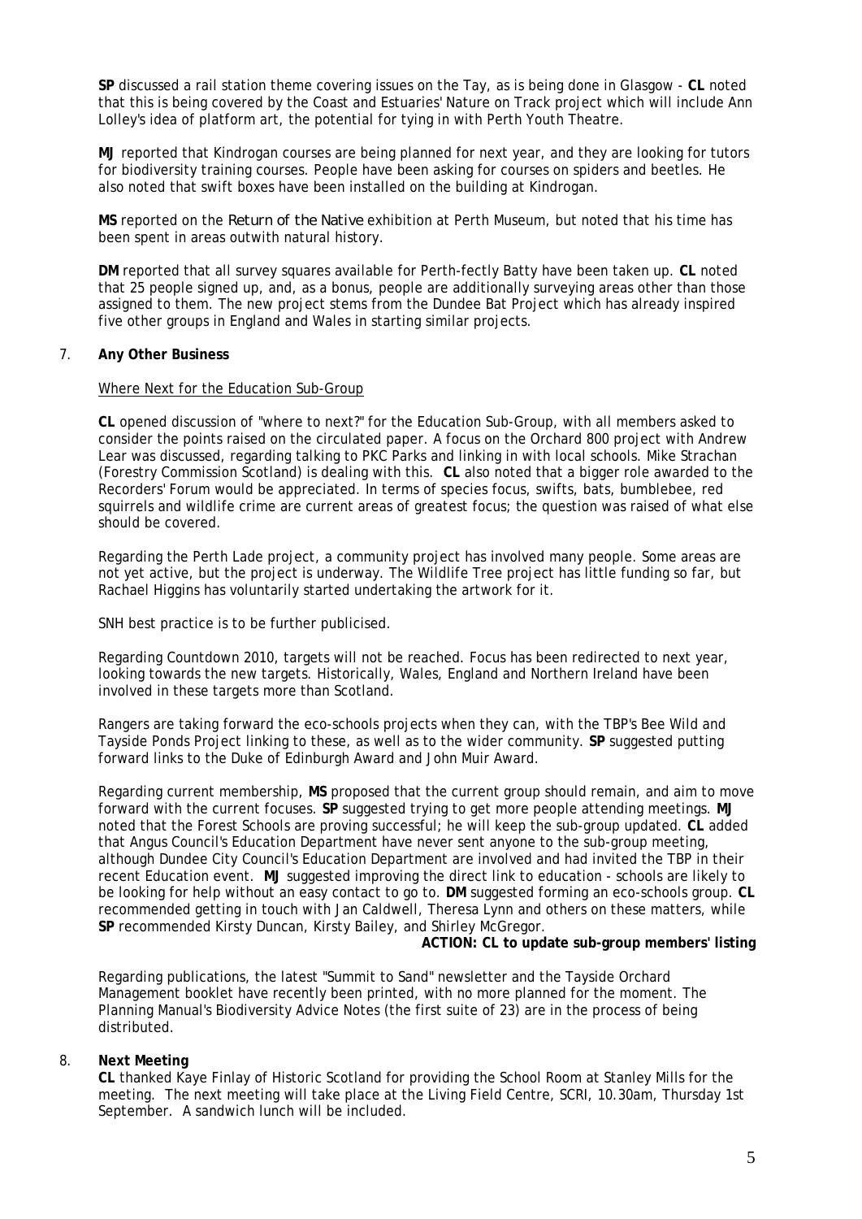**SP** discussed a rail station theme covering issues on the Tay, as is being done in Glasgow - **CL** noted that this is being covered by the Coast and Estuaries' Nature on Track project which will include Ann Lolley's idea of platform art, the potential for tying in with Perth Youth Theatre.

**MJ** reported that Kindrogan courses are being planned for next year, and they are looking for tutors for biodiversity training courses. People have been asking for courses on spiders and beetles. He also noted that swift boxes have been installed on the building at Kindrogan.

**MS** reported on the *Return of the Native* exhibition at Perth Museum, but noted that his time has been spent in areas outwith natural history.

**DM** reported that all survey squares available for Perth-fectly Batty have been taken up. **CL** noted that 25 people signed up, and, as a bonus, people are additionally surveying areas other than those assigned to them. The new project stems from the Dundee Bat Project which has already inspired five other groups in England and Wales in starting similar projects.

7. **Any Other Business**

Where Next for the Education Sub-Group

**CL** opened discussion of "where to next?" for the Education Sub-Group, with all members asked to consider the points raised on the circulated paper. A focus on the Orchard 800 project with Andrew Lear was discussed, regarding talking to PKC Parks and linking in with local schools. Mike Strachan (Forestry Commission Scotland) is dealing with this. **CL** also noted that a bigger role awarded to the Recorders' Forum would be appreciated. In terms of species focus, swifts, bats, bumblebee, red squirrels and wildlife crime are current areas of greatest focus; the question was raised of what else should be covered.

Regarding the Perth Lade project, a community project has involved many people. Some areas are not yet active, but the project is underway. The Wildlife Tree project has little funding so far, but Rachael Higgins has voluntarily started undertaking the artwork for it.

SNH best practice is to be further publicised.

Regarding Countdown 2010, targets will not be reached. Focus has been redirected to next year, looking towards the new targets. Historically, Wales, England and Northern Ireland have been involved in these targets more than Scotland.

Rangers are taking forward the eco-schools projects when they can, with the TBP's Bee Wild and Tayside Ponds Project linking to these, as well as to the wider community. **SP** suggested putting forward links to the Duke of Edinburgh Award and John Muir Award.

Regarding current membership, **MS** proposed that the current group should remain, and aim to move forward with the current focuses. **SP** suggested trying to get more people attending meetings. **MJ** noted that the Forest Schools are proving successful; he will keep the sub-group updated. **CL** added that Angus Council's Education Department have never sent anyone to the sub-group meeting, although Dundee City Council's Education Department are involved and had invited the TBP in their recent Education event. **MJ** suggested improving the direct link to education - schools are likely to be looking for help without an easy contact to go to. **DM** suggested forming an eco-schools group. **CL** recommended getting in touch with Jan Caldwell, Theresa Lynn and others on these matters, while **SP** recommended Kirsty Duncan, Kirsty Bailey, and Shirley McGregor.

**ACTION: CL to update sub-group members' listing**

Regarding publications, the latest "Summit to Sand" newsletter and the Tayside Orchard Management booklet have recently been printed, with no more planned for the moment. The Planning Manual's Biodiversity Advice Notes (the first suite of 23) are in the process of being distributed.

8. **Next Meeting**

**CL** thanked Kaye Finlay of Historic Scotland for providing the School Room at Stanley Mills for the meeting. The next meeting will take place at the Living Field Centre, SCRI, 10.30am, Thursday 1st September. A sandwich lunch will be included.